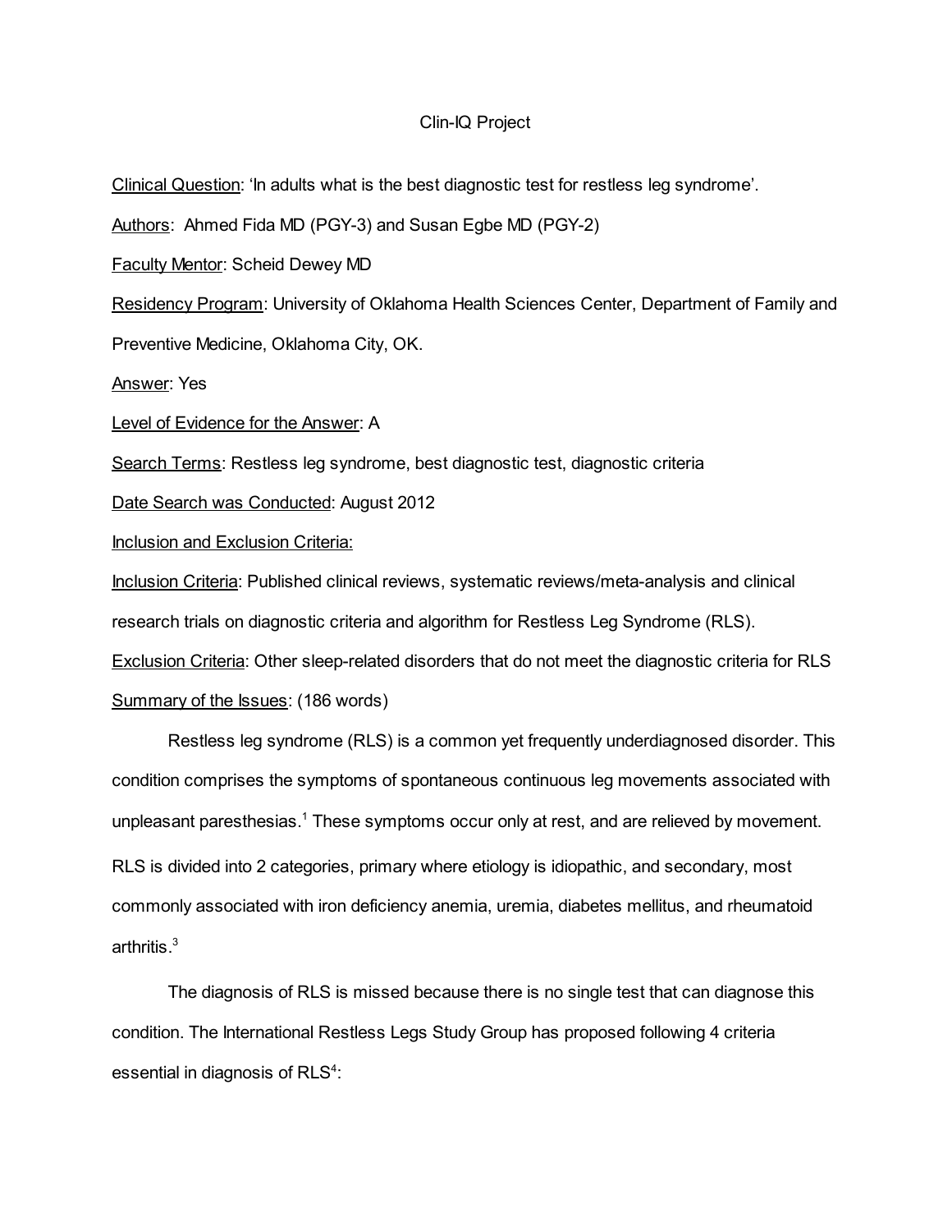# Clin-IQ Project

Clinical Question: 'In adults what is the best diagnostic test for restless leg syndrome'.

Authors: Ahmed Fida MD (PGY-3) and Susan Egbe MD (PGY-2)

Faculty Mentor: Scheid Dewey MD

Residency Program: University of Oklahoma Health Sciences Center, Department of Family and Preventive Medicine, Oklahoma City, OK.

Answer: Yes

Level of Evidence for the Answer: A

Search Terms: Restless leg syndrome, best diagnostic test, diagnostic criteria

Date Search was Conducted: August 2012

Inclusion and Exclusion Criteria:

Inclusion Criteria: Published clinical reviews, systematic reviews/meta-analysis and clinical research trials on diagnostic criteria and algorithm for Restless Leg Syndrome (RLS).

Exclusion Criteria: Other sleep-related disorders that do not meet the diagnostic criteria for RLS

Summary of the Issues: (186 words)

Restless leg syndrome (RLS) is a common yet frequently underdiagnosed disorder. This condition comprises the symptoms of spontaneous continuous leg movements associated with unpleasant paresthesias.[1] These symptoms occur only at rest, and are relieved by movement. RLS is divided into 2 categories, primary where etiology is idiopathic, and secondary, most commonly associated with iron deficiency anemia, uremia, diabetes mellitus, and rheumatoid arthritis.[3]

The diagnosis of RLS is missed because there is no single test that can diagnose this condition. The International Restless Legs Study Group has proposed following 4 criteria essential in diagnosis of RLS[4]: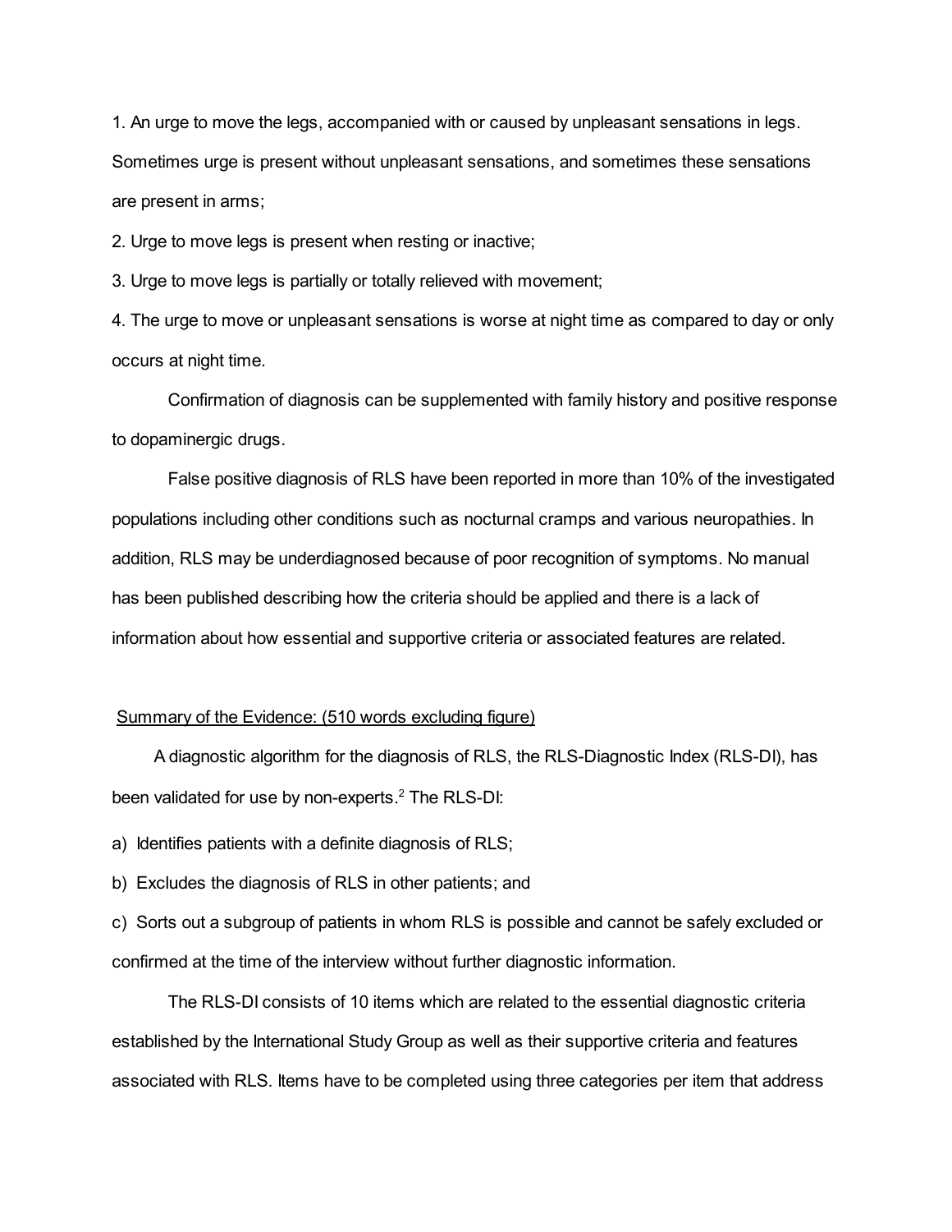1. An urge to move the legs, accompanied with or caused by unpleasant sensations in legs. Sometimes urge is present without unpleasant sensations, and sometimes these sensations are present in arms;
2. Urge to move legs is present when resting or inactive;
3. Urge to move legs is partially or totally relieved with movement;
4. The urge to move or unpleasant sensations is worse at night time as compared to day or only occurs at night time.

Confirmation of diagnosis can be supplemented with family history and positive response to dopaminergic drugs.

False positive diagnosis of RLS have been reported in more than 10% of the investigated populations including other conditions such as nocturnal cramps and various neuropathies. In addition, RLS may be underdiagnosed because of poor recognition of symptoms. No manual has been published describing how the criteria should be applied and there is a lack of information about how essential and supportive criteria or associated features are related.

<u>Summary of the Evidence: (510 words excluding figure)</u>

A diagnostic algorithm for the diagnosis of RLS, the RLS-Diagnostic Index (RLS-DI), has been validated for use by non-experts.[2] The RLS-DI:

a) Identifies patients with a definite diagnosis of RLS;

b) Excludes the diagnosis of RLS in other patients; and

c) Sorts out a subgroup of patients in whom RLS is possible and cannot be safely excluded or confirmed at the time of the interview without further diagnostic information.

The RLS-DI consists of 10 items which are related to the essential diagnostic criteria established by the International Study Group as well as their supportive criteria and features associated with RLS. Items have to be completed using three categories per item that address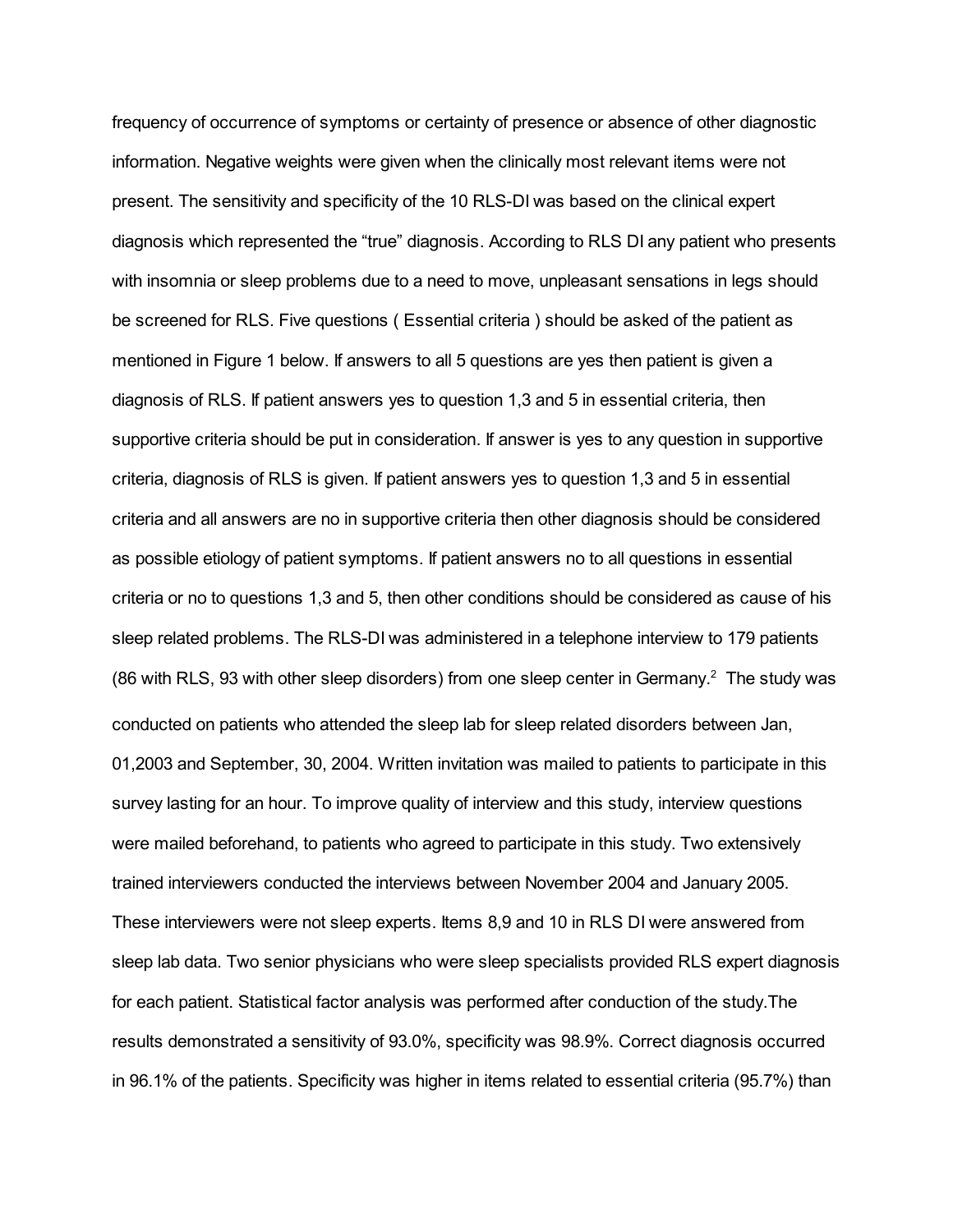frequency of occurrence of symptoms or certainty of presence or absence of other diagnostic information. Negative weights were given when the clinically most relevant items were not present. The sensitivity and specificity of the 10 RLS-DI was based on the clinical expert diagnosis which represented the "true" diagnosis. According to RLS DI any patient who presents with insomnia or sleep problems due to a need to move, unpleasant sensations in legs should be screened for RLS. Five questions ( Essential criteria ) should be asked of the patient as mentioned in Figure 1 below. If answers to all 5 questions are yes then patient is given a diagnosis of RLS. If patient answers yes to question 1,3 and 5 in essential criteria, then supportive criteria should be put in consideration. If answer is yes to any question in supportive criteria, diagnosis of RLS is given. If patient answers yes to question 1,3 and 5 in essential criteria and all answers are no in supportive criteria then other diagnosis should be considered as possible etiology of patient symptoms. If patient answers no to all questions in essential criteria or no to questions 1,3 and 5, then other conditions should be considered as cause of his sleep related problems. The RLS-DI was administered in a telephone interview to 179 patients (86 with RLS, 93 with other sleep disorders) from one sleep center in Germany.[2] The study was conducted on patients who attended the sleep lab for sleep related disorders between Jan, 01,2003 and September, 30, 2004. Written invitation was mailed to patients to participate in this survey lasting for an hour. To improve quality of interview and this study, interview questions were mailed beforehand, to patients who agreed to participate in this study. Two extensively trained interviewers conducted the interviews between November 2004 and January 2005. These interviewers were not sleep experts. Items 8,9 and 10 in RLS DI were answered from sleep lab data. Two senior physicians who were sleep specialists provided RLS expert diagnosis for each patient. Statistical factor analysis was performed after conduction of the study.The results demonstrated a sensitivity of 93.0%, specificity was 98.9%. Correct diagnosis occurred in 96.1% of the patients. Specificity was higher in items related to essential criteria (95.7%) than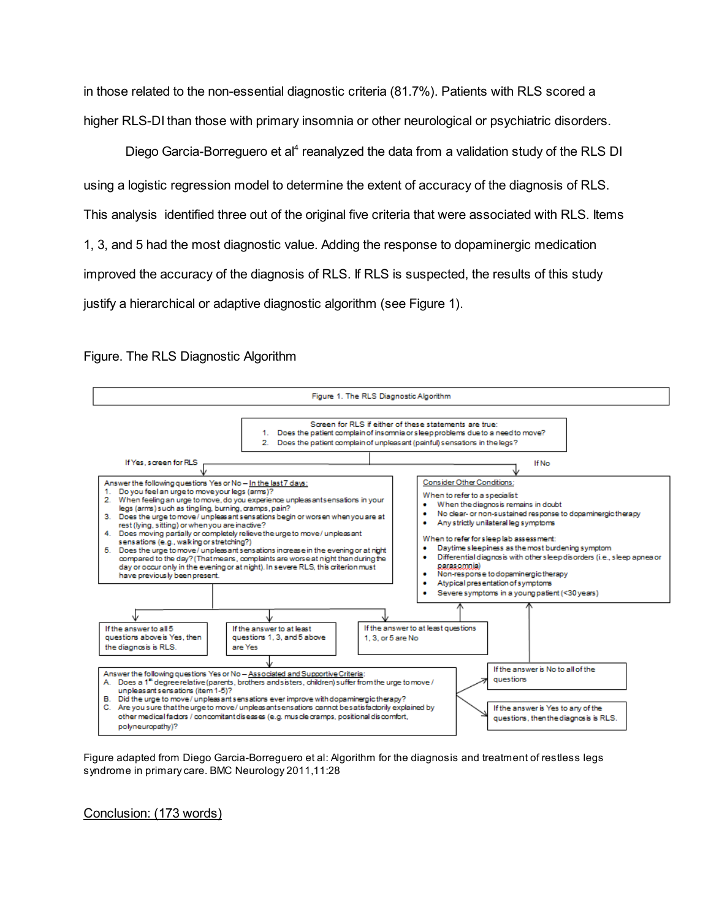in those related to the non-essential diagnostic criteria (81.7%). Patients with RLS scored a higher RLS-DI than those with primary insomnia or other neurological or psychiatric disorders.

Diego Garcia-Borreguero et al[4] reanalyzed the data from a validation study of the RLS DI using a logistic regression model to determine the extent of accuracy of the diagnosis of RLS. This analysis identified three out of the original five criteria that were associated with RLS. Items 1, 3, and 5 had the most diagnostic value. Adding the response to dopaminergic medication improved the accuracy of the diagnosis of RLS. If RLS is suspected, the results of this study justify a hierarchical or adaptive diagnostic algorithm (see Figure 1).

Figure. The RLS Diagnostic Algorithm

Figure 1. The RLS Diagnostic Algorithm

Screen for RLS if either of these statements are true:
1. Does the patient complain of insomnia or sleep problems due to a need to move?
2. Does the patient complain of unpleasant (painful) sensations in the legs?

If Yes, screen for RLS

Answer the following questions Yes or No – In the last 7 days:
1. Do you feel an urge to move your legs (arms)?
2. When feeling an urge to move, do you experience unpleasant sensations in your legs (arms) such as tingling, burning, cramps, pain?
3. Does the urge to move / unpleasant sensations begin or worsen when you are at rest (lying, sitting) or when you are inactive?
4. Does moving partially or completely relieve the urge to move / unpleasant sensations (e.g., walking or stretching?)
5. Does the urge to move / unpleasant sensations increase in the evening or at night compared to the day? (That means, complaints are worse at night than during the day or occur only in the evening or at night). In severe RLS, this criterion must have previously been present.

If No

Consider Other Conditions:

When to refer to a specialist
- When the diagnosis remains in doubt
- No clear- or non-sustained response to dopaminergic therapy
- Any strictly unilateral leg symptoms

When to refer for sleep lab assessment:
- Daytime sleepiness as the most burdening symptom
- Differential diagnosis with other sleep disorders (i.e., sleep apnea or parasomnia)
- Non-response to dopaminergic therapy
- Atypical presentation of symptoms
- Severe symptoms in a young patient (<30 years)

If the answer to all 5 questions above is Yes, then the diagnosis is RLS.

If the answer to at least questions 1, 3, and 5 above are Yes

If the answer to at least questions 1, 3, or 5 are No

Answer the following questions Yes or No – Associated and Supportive Criteria:
A. Does a 1st degree relative (parents, brothers and sisters, children) suffer from the urge to move / unpleasant sensations (item 1-5)?
B. Did the urge to move / unpleasant sensations ever improve with dopaminergic therapy?
C. Are you sure that the urge to move / unpleasant sensations cannot be satisfactorily explained by other medical factors / concomitant diseases (e.g. muscle cramps, positional discomfort, polyneuropathy)?

If the answer is No to all of the questions

If the answer is Yes to any of the questions, then the diagnosis is RLS.

Figure adapted from Diego Garcia-Borreguero et al: Algorithm for the diagnosis and treatment of restless legs syndrome in primary care. BMC Neurology 2011,11:28

<u>Conclusion: (173 words)</u>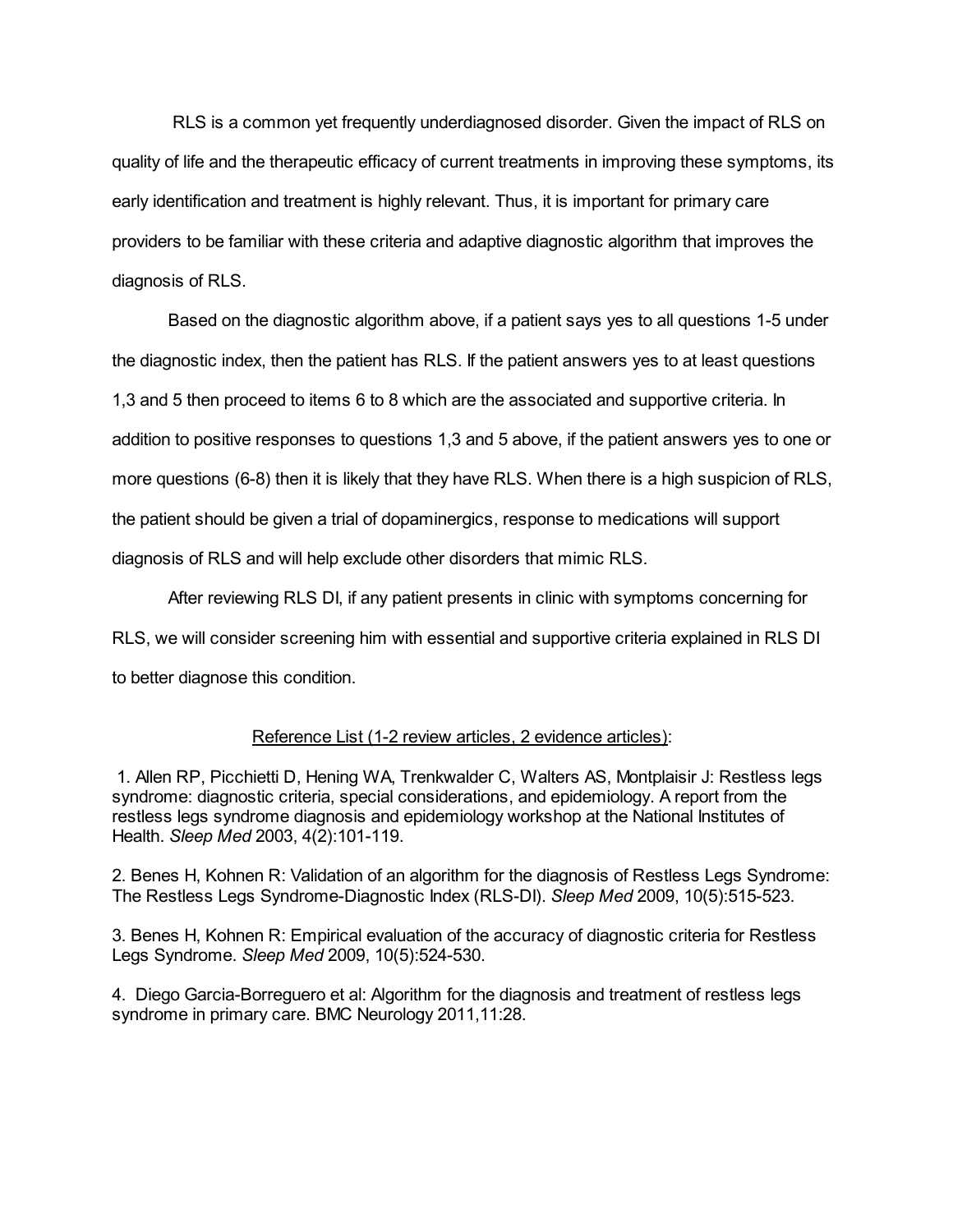RLS is a common yet frequently underdiagnosed disorder. Given the impact of RLS on quality of life and the therapeutic efficacy of current treatments in improving these symptoms, its early identification and treatment is highly relevant. Thus, it is important for primary care providers to be familiar with these criteria and adaptive diagnostic algorithm that improves the diagnosis of RLS.

Based on the diagnostic algorithm above, if a patient says yes to all questions 1-5 under the diagnostic index, then the patient has RLS. If the patient answers yes to at least questions 1,3 and 5 then proceed to items 6 to 8 which are the associated and supportive criteria. In addition to positive responses to questions 1,3 and 5 above, if the patient answers yes to one or more questions (6-8) then it is likely that they have RLS. When there is a high suspicion of RLS, the patient should be given a trial of dopaminergics, response to medications will support diagnosis of RLS and will help exclude other disorders that mimic RLS.

After reviewing RLS DI, if any patient presents in clinic with symptoms concerning for RLS, we will consider screening him with essential and supportive criteria explained in RLS DI to better diagnose this condition.

Reference List (1-2 review articles, 2 evidence articles):

1. Allen RP, Picchietti D, Hening WA, Trenkwalder C, Walters AS, Montplaisir J: Restless legs syndrome: diagnostic criteria, special considerations, and epidemiology. A report from the restless legs syndrome diagnosis and epidemiology workshop at the National Institutes of Health. *Sleep Med* 2003, 4(2):101-119.

2. Benes H, Kohnen R: Validation of an algorithm for the diagnosis of Restless Legs Syndrome: The Restless Legs Syndrome-Diagnostic Index (RLS-DI). *Sleep Med* 2009, 10(5):515-523.

3. Benes H, Kohnen R: Empirical evaluation of the accuracy of diagnostic criteria for Restless Legs Syndrome. *Sleep Med* 2009, 10(5):524-530.

4. Diego Garcia-Borreguero et al: Algorithm for the diagnosis and treatment of restless legs syndrome in primary care. BMC Neurology 2011,11:28.